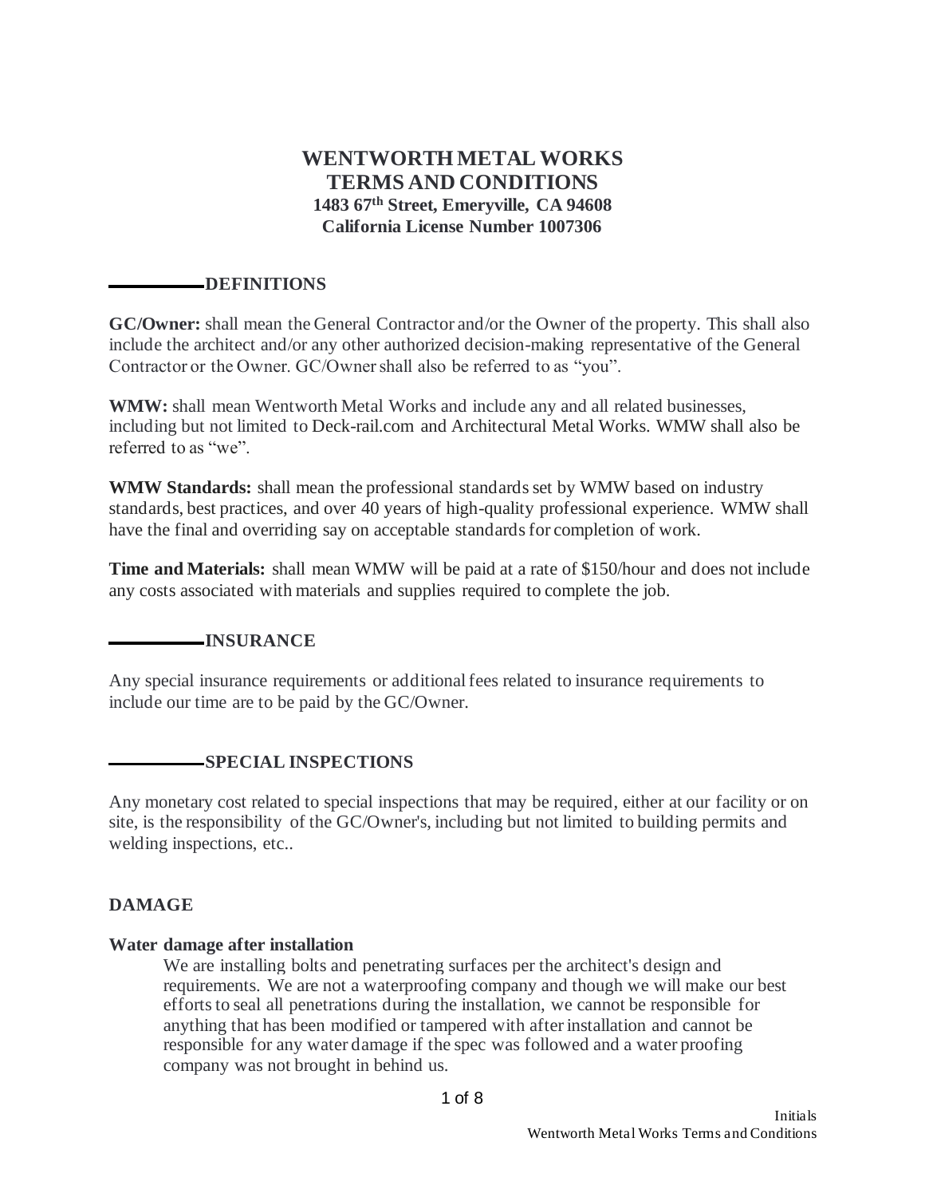# WENTWORTH METAL WORKS
# TERMS AND CONDITIONS
### 1483 67th Street, Emeryville, CA 94608
### California License Number 1007306

## __________DEFINITIONS

**GC/Owner:** shall mean the General Contractor and/or the Owner of the property. This shall also include the architect and/or any other authorized decision-making representative of the General Contractor or the Owner. GC/Owner shall also be referred to as "you".

**WMW:** shall mean Wentworth Metal Works and include any and all related businesses, including but not limited to Deck-rail.com and Architectural Metal Works. WMW shall also be referred to as "we".

**WMW Standards:** shall mean the professional standards set by WMW based on industry standards, best practices, and over 40 years of high-quality professional experience. WMW shall have the final and overriding say on acceptable standards for completion of work.

**Time and Materials:** shall mean WMW will be paid at a rate of $150/hour and does not include any costs associated with materials and supplies required to complete the job.

## __________INSURANCE

Any special insurance requirements or additional fees related to insurance requirements to include our time are to be paid by the GC/Owner.

## __________SPECIAL INSPECTIONS

Any monetary cost related to special inspections that may be required, either at our facility or on site, is the responsibility of the GC/Owner's, including but not limited to building permits and welding inspections, etc..

## DAMAGE

### Water damage after installation

We are installing bolts and penetrating surfaces per the architect's design and requirements. We are not a waterproofing company and though we will make our best efforts to seal all penetrations during the installation, we cannot be responsible for anything that has been modified or tampered with after installation and cannot be responsible for any water damage if the spec was followed and a water proofing company was not brought in behind us.

Initials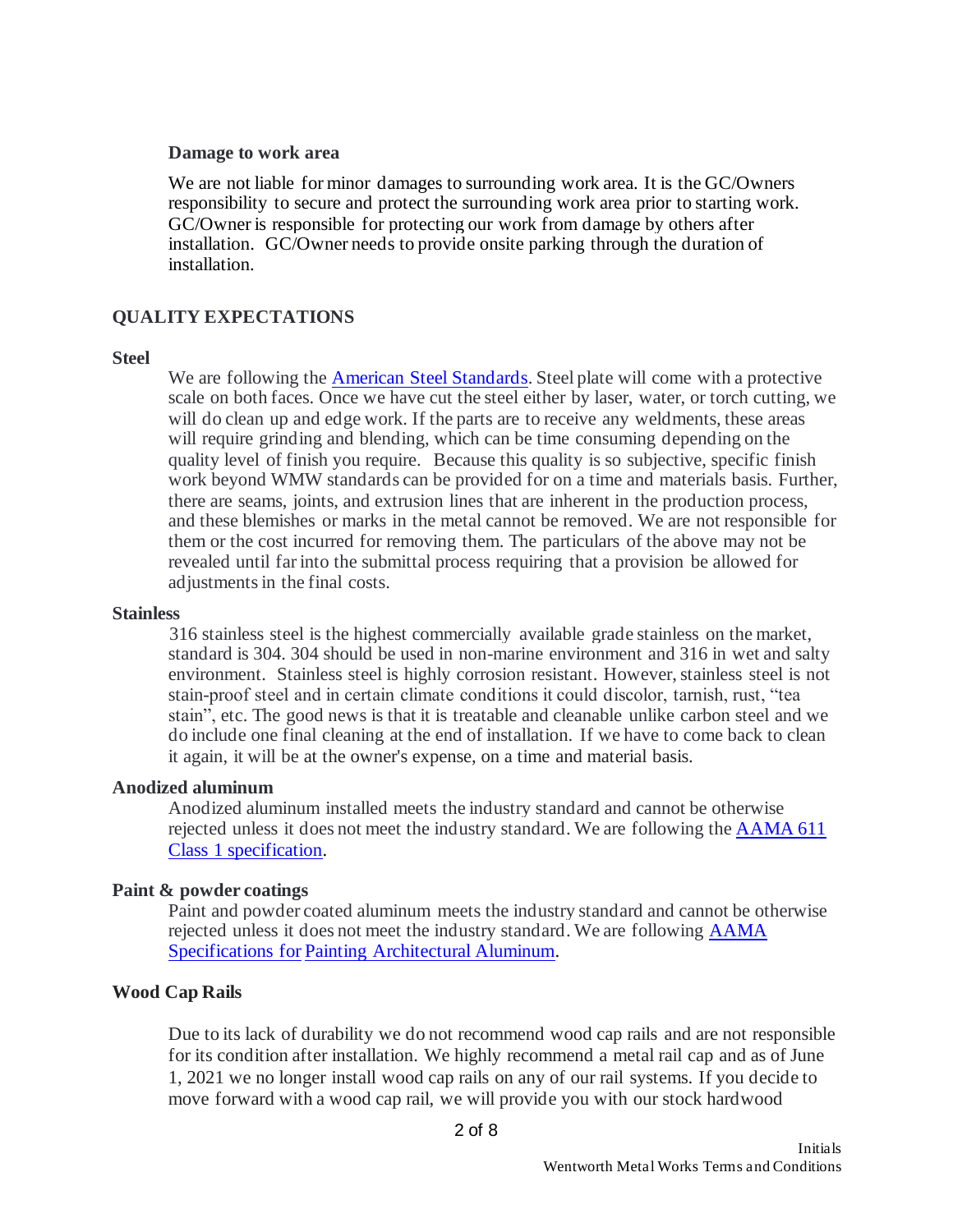**Damage to work area**

We are not liable for minor damages to surrounding work area. It is the GC/Owners responsibility to secure and protect the surrounding work area prior to starting work. GC/Owner is responsible for protecting our work from damage by others after installation. GC/Owner needs to provide onsite parking through the duration of installation.

## QUALITY EXPECTATIONS

**Steel**

We are following the [American Steel Standards](). Steel plate will come with a protective scale on both faces. Once we have cut the steel either by laser, water, or torch cutting, we will do clean up and edge work. If the parts are to receive any weldments, these areas will require grinding and blending, which can be time consuming depending on the quality level of finish you require. Because this quality is so subjective, specific finish work beyond WMW standards can be provided for on a time and materials basis. Further, there are seams, joints, and extrusion lines that are inherent in the production process, and these blemishes or marks in the metal cannot be removed. We are not responsible for them or the cost incurred for removing them. The particulars of the above may not be revealed until far into the submittal process requiring that a provision be allowed for adjustments in the final costs.

**Stainless**

316 stainless steel is the highest commercially available grade stainless on the market, standard is 304. 304 should be used in non-marine environment and 316 in wet and salty environment. Stainless steel is highly corrosion resistant. However, stainless steel is not stain-proof steel and in certain climate conditions it could discolor, tarnish, rust, "tea stain", etc. The good news is that it is treatable and cleanable unlike carbon steel and we do include one final cleaning at the end of installation. If we have to come back to clean it again, it will be at the owner's expense, on a time and material basis.

**Anodized aluminum**

Anodized aluminum installed meets the industry standard and cannot be otherwise rejected unless it does not meet the industry standard. We are following the [AAMA 611 Class 1 specification]().

**Paint & powder coatings**

Paint and powder coated aluminum meets the industry standard and cannot be otherwise rejected unless it does not meet the industry standard. We are following [AAMA Specifications for Painting Architectural Aluminum]().

**Wood Cap Rails**

Due to its lack of durability we do not recommend wood cap rails and are not responsible for its condition after installation. We highly recommend a metal rail cap and as of June 1, 2021 we no longer install wood cap rails on any of our rail systems. If you decide to move forward with a wood cap rail, we will provide you with our stock hardwood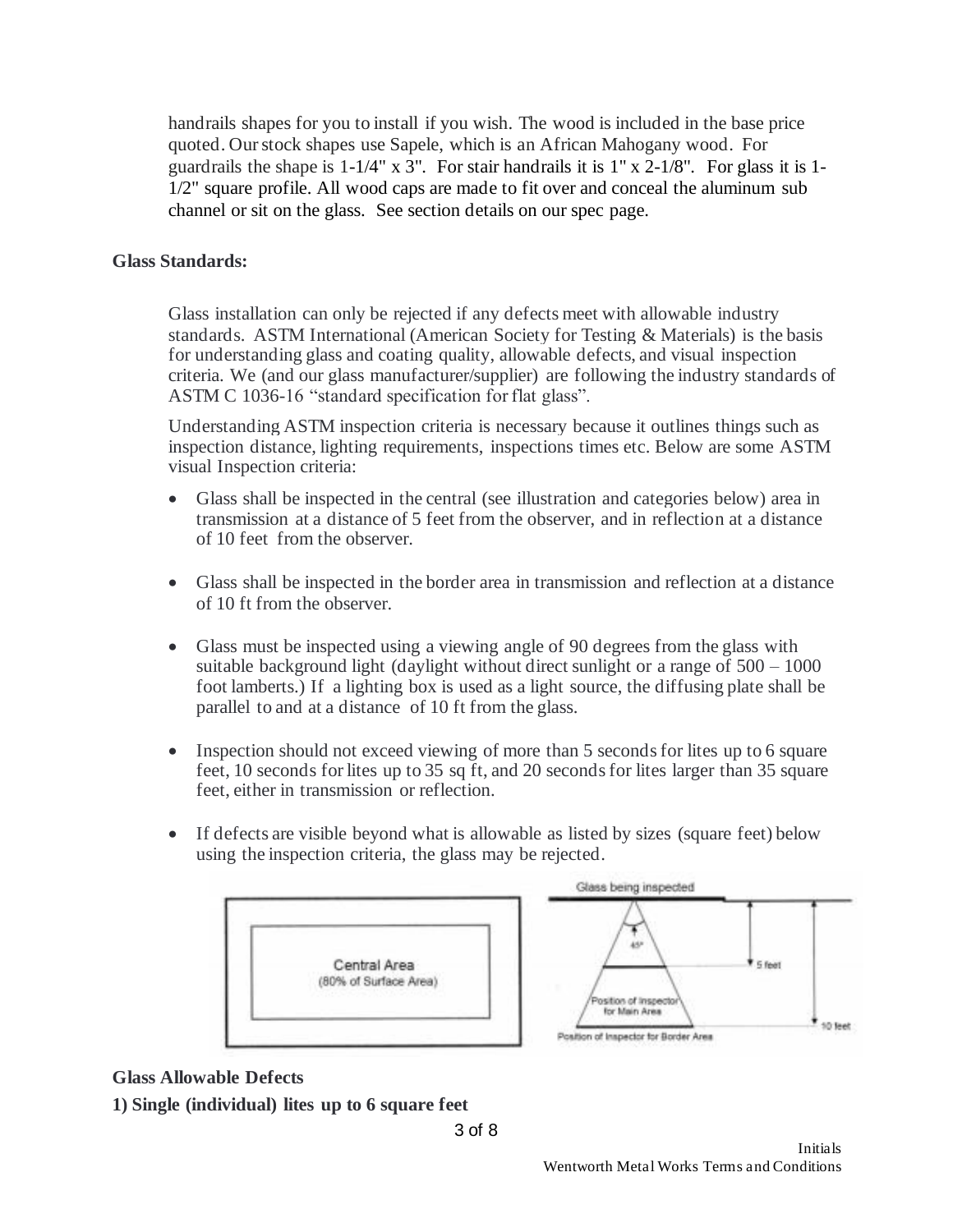handrails shapes for you to install if you wish. The wood is included in the base price quoted. Our stock shapes use Sapele, which is an African Mahogany wood. For guardrails the shape is 1-1/4" x 3". For stair handrails it is 1" x 2-1/8". For glass it is 1-1/2" square profile. All wood caps are made to fit over and conceal the aluminum sub channel or sit on the glass. See section details on our spec page.

**Glass Standards:**

Glass installation can only be rejected if any defects meet with allowable industry standards. ASTM International (American Society for Testing & Materials) is the basis for understanding glass and coating quality, allowable defects, and visual inspection criteria. We (and our glass manufacturer/supplier) are following the industry standards of ASTM C 1036-16 "standard specification for flat glass".

Understanding ASTM inspection criteria is necessary because it outlines things such as inspection distance, lighting requirements, inspections times etc. Below are some ASTM visual Inspection criteria:

- Glass shall be inspected in the central (see illustration and categories below) area in transmission at a distance of 5 feet from the observer, and in reflection at a distance of 10 feet from the observer.
- Glass shall be inspected in the border area in transmission and reflection at a distance of 10 ft from the observer.
- Glass must be inspected using a viewing angle of 90 degrees from the glass with suitable background light (daylight without direct sunlight or a range of 500 – 1000 foot lamberts.) If a lighting box is used as a light source, the diffusing plate shall be parallel to and at a distance of 10 ft from the glass.
- Inspection should not exceed viewing of more than 5 seconds for lites up to 6 square feet, 10 seconds for lites up to 35 sq ft, and 20 seconds for lites larger than 35 square feet, either in transmission or reflection.
- If defects are visible beyond what is allowable as listed by sizes (square feet) below using the inspection criteria, the glass may be rejected.

Central Area (80% of Surface Area)

Glass being inspected | 45° | 5 feet | 10 feet | Position of Inspector for Main Area | Position of Inspector for Border Area

**Glass Allowable Defects**

**1) Single (individual) lites up to 6 square feet**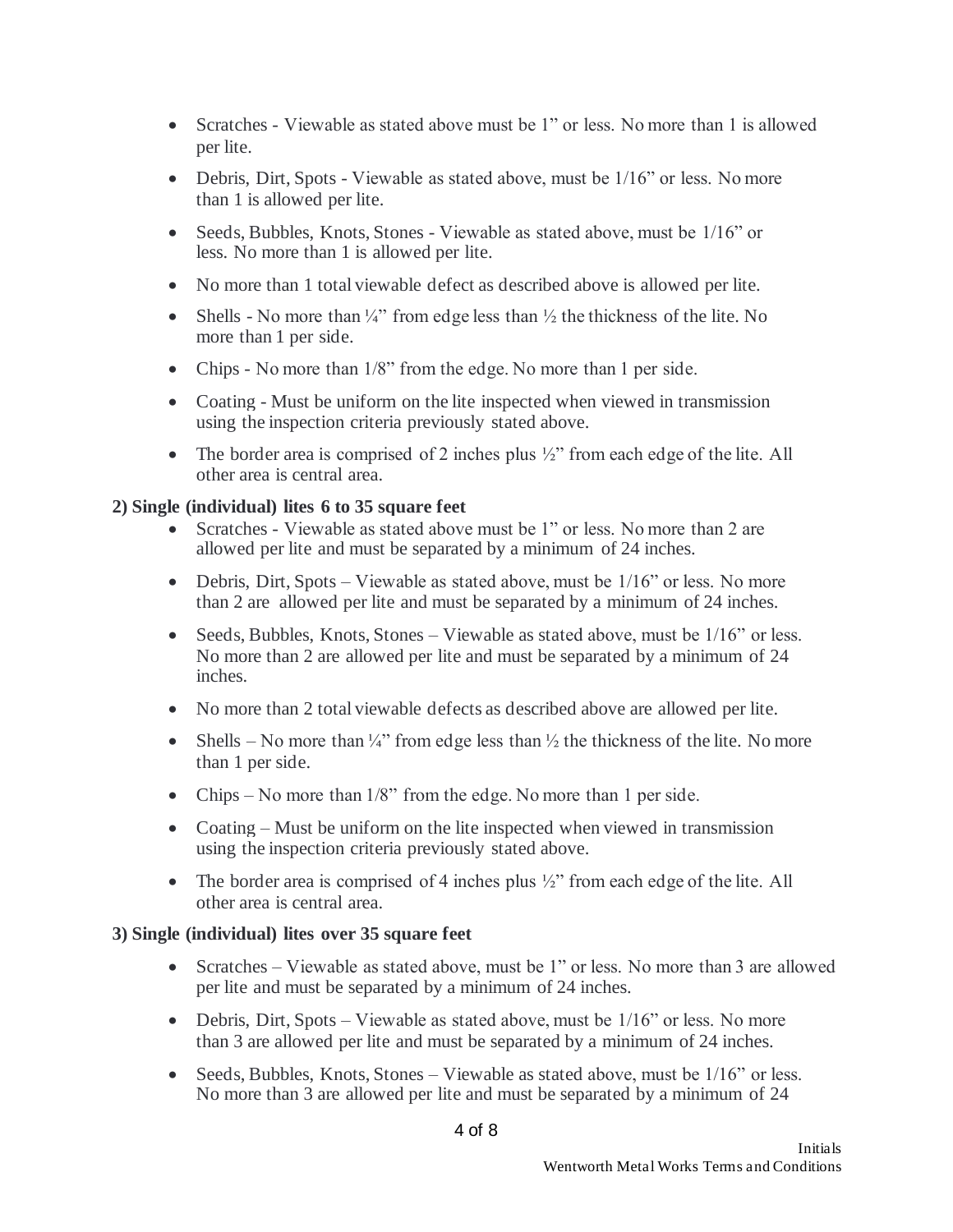- Scratches - Viewable as stated above must be 1" or less. No more than 1 is allowed per lite.
- Debris, Dirt, Spots - Viewable as stated above, must be 1/16" or less. No more than 1 is allowed per lite.
- Seeds, Bubbles, Knots, Stones - Viewable as stated above, must be 1/16" or less. No more than 1 is allowed per lite.
- No more than 1 total viewable defect as described above is allowed per lite.
- Shells - No more than ¼" from edge less than ½ the thickness of the lite. No more than 1 per side.
- Chips - No more than 1/8" from the edge. No more than 1 per side.
- Coating - Must be uniform on the lite inspected when viewed in transmission using the inspection criteria previously stated above.
- The border area is comprised of 2 inches plus ½" from each edge of the lite. All other area is central area.

**2) Single (individual) lites 6 to 35 square feet**

- Scratches - Viewable as stated above must be 1" or less. No more than 2 are allowed per lite and must be separated by a minimum of 24 inches.
- Debris, Dirt, Spots – Viewable as stated above, must be 1/16" or less. No more than 2 are allowed per lite and must be separated by a minimum of 24 inches.
- Seeds, Bubbles, Knots, Stones – Viewable as stated above, must be 1/16" or less. No more than 2 are allowed per lite and must be separated by a minimum of 24 inches.
- No more than 2 total viewable defects as described above are allowed per lite.
- Shells – No more than ¼" from edge less than ½ the thickness of the lite. No more than 1 per side.
- Chips – No more than 1/8" from the edge. No more than 1 per side.
- Coating – Must be uniform on the lite inspected when viewed in transmission using the inspection criteria previously stated above.
- The border area is comprised of 4 inches plus ½" from each edge of the lite. All other area is central area.

**3) Single (individual) lites over 35 square feet**

- Scratches – Viewable as stated above, must be 1" or less. No more than 3 are allowed per lite and must be separated by a minimum of 24 inches.
- Debris, Dirt, Spots – Viewable as stated above, must be 1/16" or less. No more than 3 are allowed per lite and must be separated by a minimum of 24 inches.
- Seeds, Bubbles, Knots, Stones – Viewable as stated above, must be 1/16" or less. No more than 3 are allowed per lite and must be separated by a minimum of 24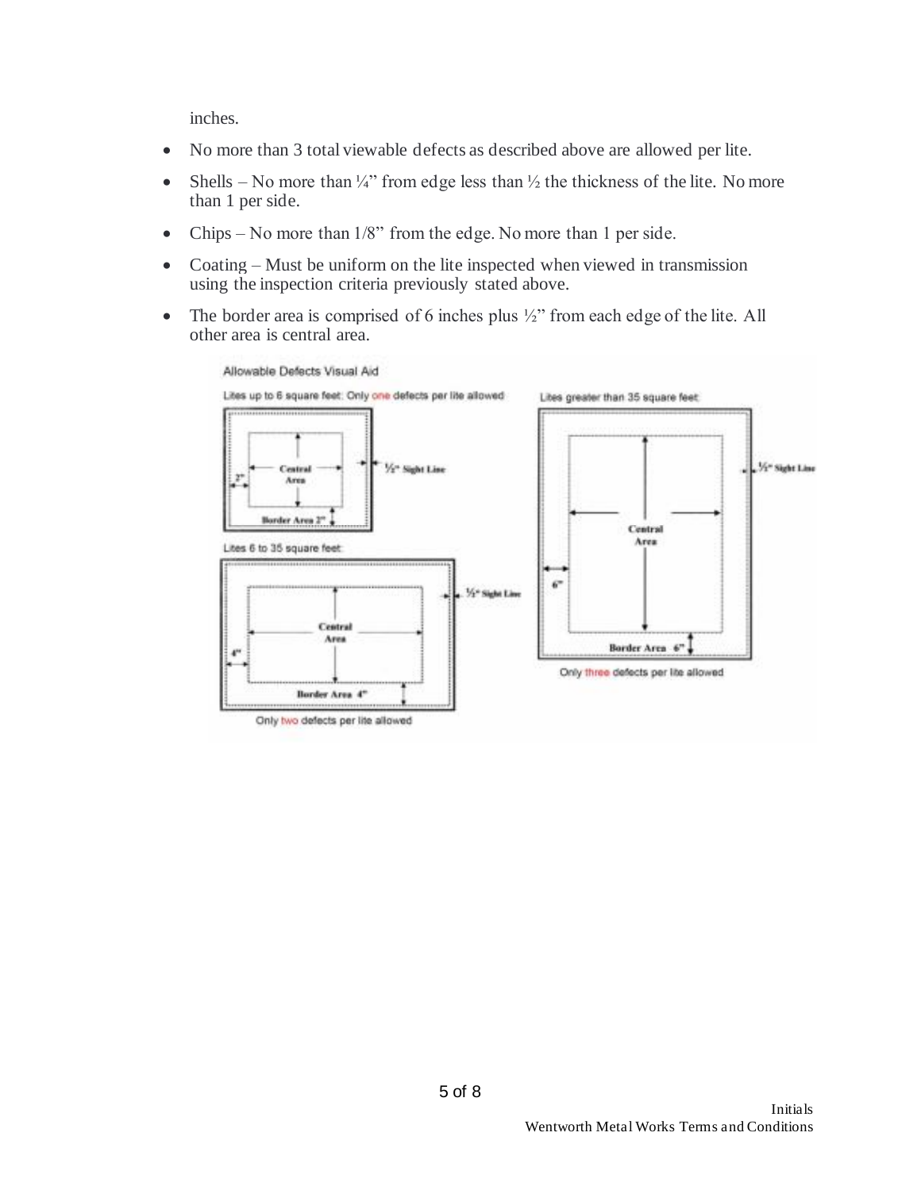inches.

- No more than 3 total viewable defects as described above are allowed per lite.
- Shells – No more than ¼" from edge less than ½ the thickness of the lite. No more than 1 per side.
- Chips – No more than 1/8" from the edge. No more than 1 per side.
- Coating – Must be uniform on the lite inspected when viewed in transmission using the inspection criteria previously stated above.
- The border area is comprised of 6 inches plus ½" from each edge of the lite. All other area is central area.

Allowable Defects Visual Aid

Lites up to 6 square feet: Only one defects per lite allowed

Central Area — ½" Sight Line — 2" — Border Area 2"

Lites 6 to 35 square feet:

Central Area — ½" Sight Line — 4" — Border Area 4"

Only two defects per lite allowed

Lites greater than 35 square feet:

Central Area — ½" Sight Line — 6" — Border Area 6"

Only three defects per lite allowed

Initials

Wentworth Metal Works Terms and Conditions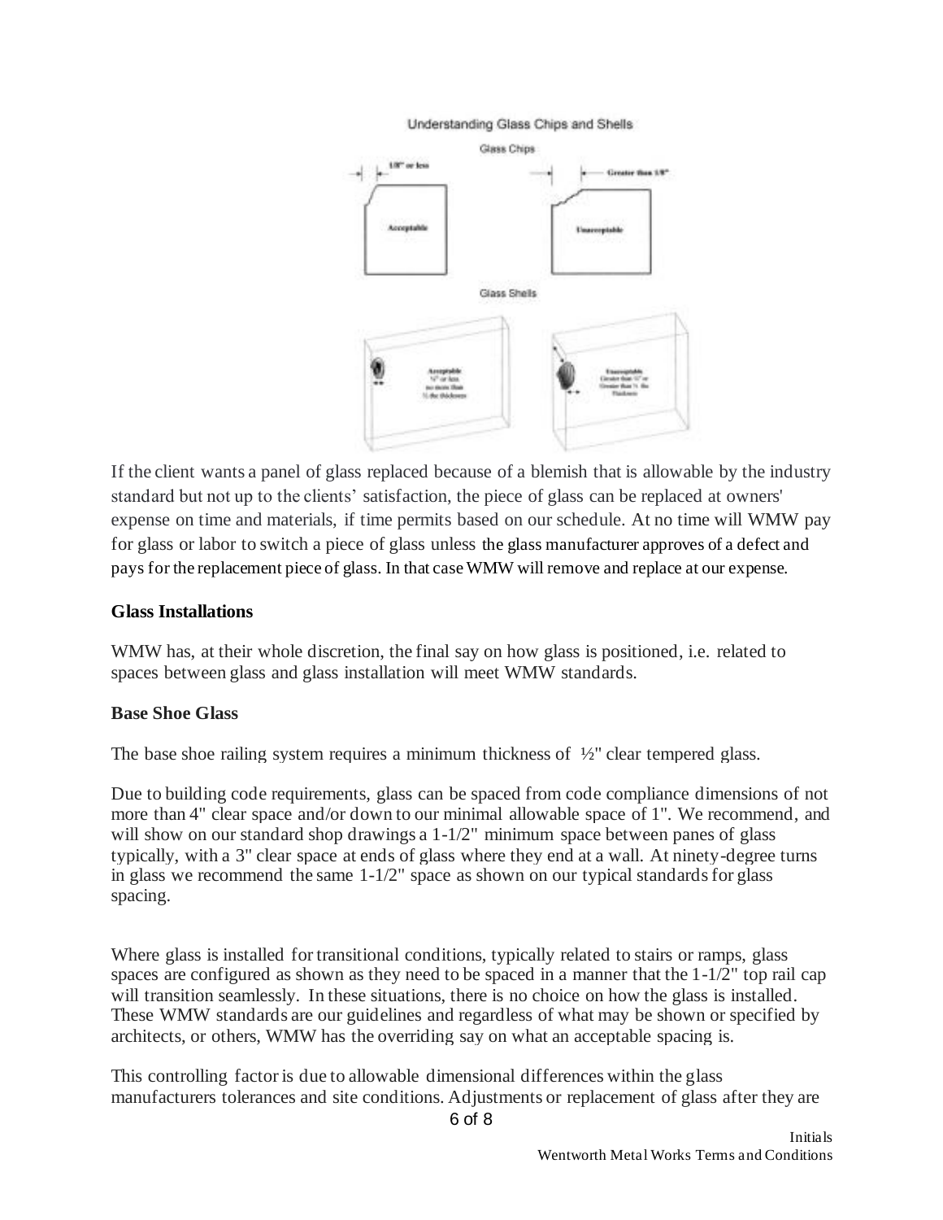Understanding Glass Chips and Shells

Glass Chips

1/8" or less — Acceptable

Greater than 1/8" — Unacceptable

Glass Shells

If the client wants a panel of glass replaced because of a blemish that is allowable by the industry standard but not up to the clients' satisfaction, the piece of glass can be replaced at owners' expense on time and materials, if time permits based on our schedule. At no time will WMW pay for glass or labor to switch a piece of glass unless the glass manufacturer approves of a defect and pays for the replacement piece of glass. In that case WMW will remove and replace at our expense.

**Glass Installations**

WMW has, at their whole discretion, the final say on how glass is positioned, i.e. related to spaces between glass and glass installation will meet WMW standards.

**Base Shoe Glass**

The base shoe railing system requires a minimum thickness of ½" clear tempered glass.

Due to building code requirements, glass can be spaced from code compliance dimensions of not more than 4" clear space and/or down to our minimal allowable space of 1". We recommend, and will show on our standard shop drawings a 1-1/2" minimum space between panes of glass typically, with a 3" clear space at ends of glass where they end at a wall. At ninety-degree turns in glass we recommend the same 1-1/2" space as shown on our typical standards for glass spacing.

Where glass is installed for transitional conditions, typically related to stairs or ramps, glass spaces are configured as shown as they need to be spaced in a manner that the 1-1/2" top rail cap will transition seamlessly. In these situations, there is no choice on how the glass is installed. These WMW standards are our guidelines and regardless of what may be shown or specified by architects, or others, WMW has the overriding say on what an acceptable spacing is.

This controlling factor is due to allowable dimensional differences within the glass manufacturers tolerances and site conditions. Adjustments or replacement of glass after they are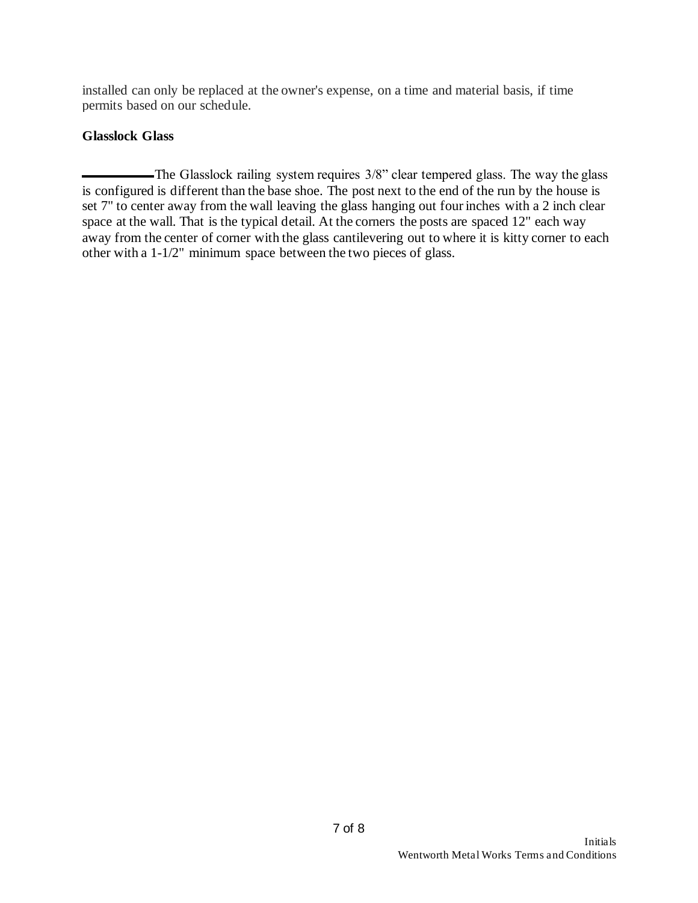installed can only be replaced at the owner's expense, on a time and material basis, if time permits based on our schedule.

**Glasslock Glass**

\_\_\_\_\_\_\_\_\_\_ The Glasslock railing system requires 3/8" clear tempered glass. The way the glass is configured is different than the base shoe. The post next to the end of the run by the house is set 7" to center away from the wall leaving the glass hanging out four inches with a 2 inch clear space at the wall. That is the typical detail. At the corners the posts are spaced 12" each way away from the center of corner with the glass cantilevering out to where it is kitty corner to each other with a 1-1/2" minimum space between the two pieces of glass.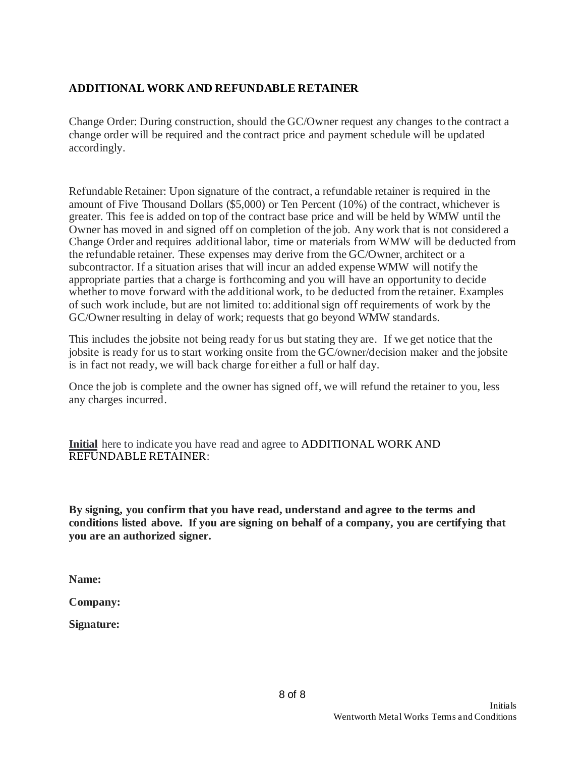## ADDITIONAL WORK AND REFUNDABLE RETAINER

Change Order: During construction, should the GC/Owner request any changes to the contract a change order will be required and the contract price and payment schedule will be updated accordingly.

Refundable Retainer: Upon signature of the contract, a refundable retainer is required in the amount of Five Thousand Dollars ($5,000) or Ten Percent (10%) of the contract, whichever is greater. This fee is added on top of the contract base price and will be held by WMW until the Owner has moved in and signed off on completion of the job. Any work that is not considered a Change Order and requires additional labor, time or materials from WMW will be deducted from the refundable retainer. These expenses may derive from the GC/Owner, architect or a subcontractor. If a situation arises that will incur an added expense WMW will notify the appropriate parties that a charge is forthcoming and you will have an opportunity to decide whether to move forward with the additional work, to be deducted from the retainer. Examples of such work include, but are not limited to: additional sign off requirements of work by the GC/Owner resulting in delay of work; requests that go beyond WMW standards.

This includes the jobsite not being ready for us but stating they are. If we get notice that the jobsite is ready for us to start working onsite from the GC/owner/decision maker and the jobsite is in fact not ready, we will back charge for either a full or half day.

Once the job is complete and the owner has signed off, we will refund the retainer to you, less any charges incurred.

**Initial** here to indicate you have read and agree to ADDITIONAL WORK AND REFUNDABLE RETAINER:

**By signing, you confirm that you have read, understand and agree to the terms and conditions listed above. If you are signing on behalf of a company, you are certifying that you are an authorized signer.**

**Name:**

**Company:**

**Signature:**

Initials